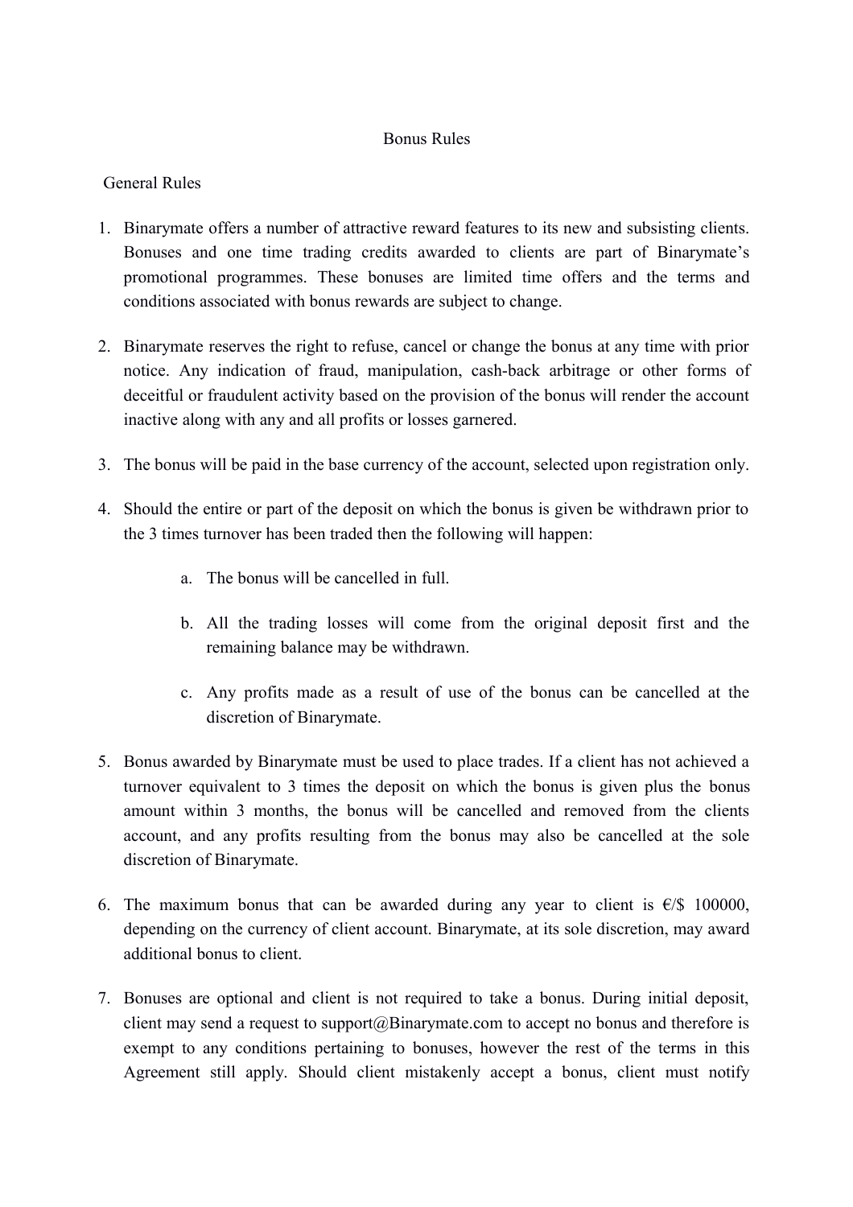# Bonus Rules

## General Rules

1. Binarymate offers a number of attractive reward features to its new and subsisting clients. Bonuses and one time trading credits awarded to clients are part of Binarymate's promotional programmes. These bonuses are limited time offers and the terms and conditions associated with bonus rewards are subject to change.

2. Binarymate reserves the right to refuse, cancel or change the bonus at any time with prior notice. Any indication of fraud, manipulation, cash-back arbitrage or other forms of deceitful or fraudulent activity based on the provision of the bonus will render the account inactive along with any and all profits or losses garnered.

3. The bonus will be paid in the base currency of the account, selected upon registration only.

4. Should the entire or part of the deposit on which the bonus is given be withdrawn prior to the 3 times turnover has been traded then the following will happen:

    a. The bonus will be cancelled in full.

    b. All the trading losses will come from the original deposit first and the remaining balance may be withdrawn.

    c. Any profits made as a result of use of the bonus can be cancelled at the discretion of Binarymate.

5. Bonus awarded by Binarymate must be used to place trades. If a client has not achieved a turnover equivalent to 3 times the deposit on which the bonus is given plus the bonus amount within 3 months, the bonus will be cancelled and removed from the clients account, and any profits resulting from the bonus may also be cancelled at the sole discretion of Binarymate.

6. The maximum bonus that can be awarded during any year to client is €/$ 100000, depending on the currency of client account. Binarymate, at its sole discretion, may award additional bonus to client.

7. Bonuses are optional and client is not required to take a bonus. During initial deposit, client may send a request to support@Binarymate.com to accept no bonus and therefore is exempt to any conditions pertaining to bonuses, however the rest of the terms in this Agreement still apply. Should client mistakenly accept a bonus, client must notify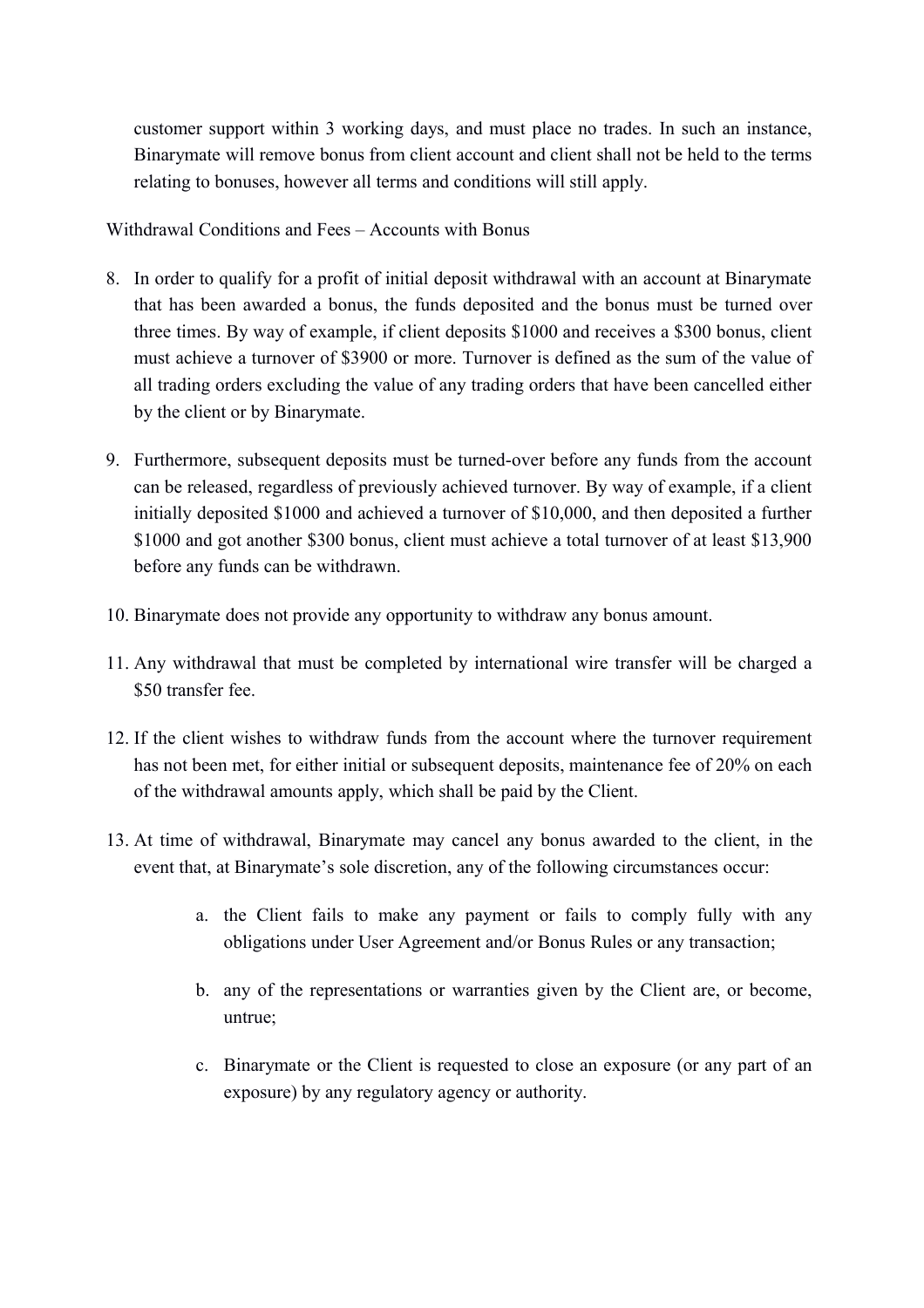customer support within 3 working days, and must place no trades. In such an instance, Binarymate will remove bonus from client account and client shall not be held to the terms relating to bonuses, however all terms and conditions will still apply.

Withdrawal Conditions and Fees – Accounts with Bonus

8. In order to qualify for a profit of initial deposit withdrawal with an account at Binarymate that has been awarded a bonus, the funds deposited and the bonus must be turned over three times. By way of example, if client deposits $1000 and receives a $300 bonus, client must achieve a turnover of $3900 or more. Turnover is defined as the sum of the value of all trading orders excluding the value of any trading orders that have been cancelled either by the client or by Binarymate.

9. Furthermore, subsequent deposits must be turned-over before any funds from the account can be released, regardless of previously achieved turnover. By way of example, if a client initially deposited $1000 and achieved a turnover of $10,000, and then deposited a further $1000 and got another $300 bonus, client must achieve a total turnover of at least $13,900 before any funds can be withdrawn.

10. Binarymate does not provide any opportunity to withdraw any bonus amount.

11. Any withdrawal that must be completed by international wire transfer will be charged a $50 transfer fee.

12. If the client wishes to withdraw funds from the account where the turnover requirement has not been met, for either initial or subsequent deposits, maintenance fee of 20% on each of the withdrawal amounts apply, which shall be paid by the Client.

13. At time of withdrawal, Binarymate may cancel any bonus awarded to the client, in the event that, at Binarymate's sole discretion, any of the following circumstances occur:

    a. the Client fails to make any payment or fails to comply fully with any obligations under User Agreement and/or Bonus Rules or any transaction;

    b. any of the representations or warranties given by the Client are, or become, untrue;

    c. Binarymate or the Client is requested to close an exposure (or any part of an exposure) by any regulatory agency or authority.